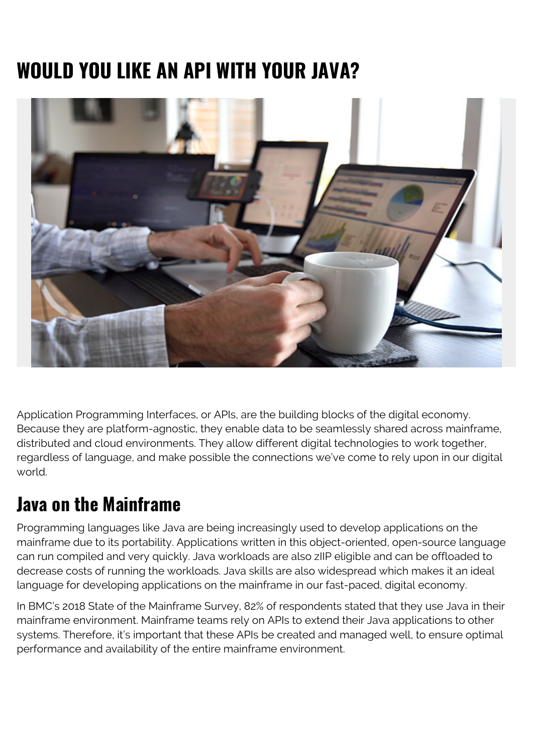# WOULD YOU LIKE AN API WITH YOUR JAVA?

Application Programming Interfaces, or APIs, are the building blocks of the digital economy. Because they are platform-agnostic, they enable data to be seamlessly shared across mainframe, distributed and cloud environments. They allow different digital technologies to work together, regardless of language, and make possible the connections we've come to rely upon in our digital world.

## Java on the Mainframe

Programming languages like Java are being increasingly used to develop applications on the mainframe due to its portability. Applications written in this object-oriented, open-source language can run compiled and very quickly. Java workloads are also zIIP eligible and can be offloaded to decrease costs of running the workloads. Java skills are also widespread which makes it an ideal language for developing applications on the mainframe in our fast-paced, digital economy.

In BMC's 2018 State of the Mainframe Survey, 82% of respondents stated that they use Java in their mainframe environment. Mainframe teams rely on APIs to extend their Java applications to other systems. Therefore, it's important that these APIs be created and managed well, to ensure optimal performance and availability of the entire mainframe environment.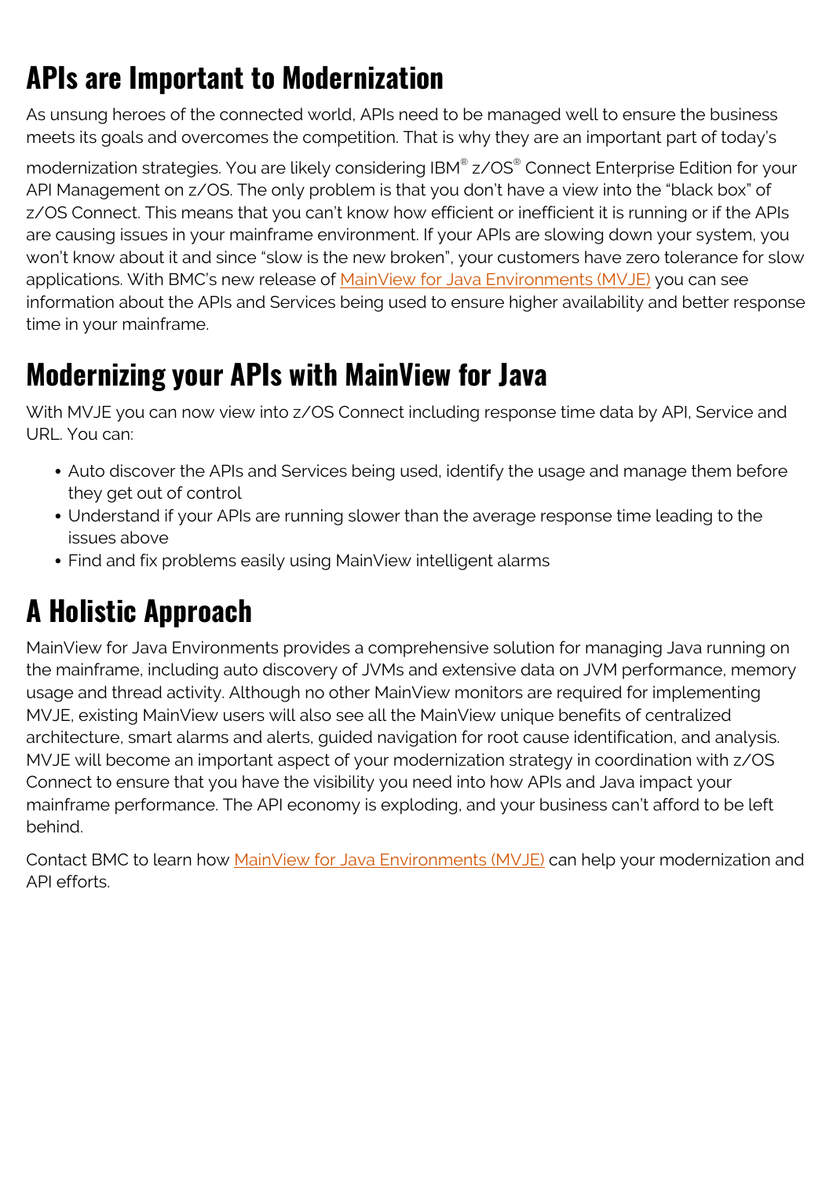## APIs are Important to Modernization

As unsung heroes of the connected world, APIs need to be managed well to ensure the business meets its goals and overcomes the competition. That is why they are an important part of today's modernization strategies. You are likely considering IBM® z/OS® Connect Enterprise Edition for your API Management on z/OS. The only problem is that you don't have a view into the "black box" of z/OS Connect. This means that you can't know how efficient or inefficient it is running or if the APIs are causing issues in your mainframe environment. If your APIs are slowing down your system, you won't know about it and since "slow is the new broken", your customers have zero tolerance for slow applications. With BMC's new release of MainView for Java Environments (MVJE) you can see information about the APIs and Services being used to ensure higher availability and better response time in your mainframe.

## Modernizing your APIs with MainView for Java

With MVJE you can now view into z/OS Connect including response time data by API, Service and URL. You can:

- Auto discover the APIs and Services being used, identify the usage and manage them before they get out of control
- Understand if your APIs are running slower than the average response time leading to the issues above
- Find and fix problems easily using MainView intelligent alarms

## A Holistic Approach

MainView for Java Environments provides a comprehensive solution for managing Java running on the mainframe, including auto discovery of JVMs and extensive data on JVM performance, memory usage and thread activity. Although no other MainView monitors are required for implementing MVJE, existing MainView users will also see all the MainView unique benefits of centralized architecture, smart alarms and alerts, guided navigation for root cause identification, and analysis. MVJE will become an important aspect of your modernization strategy in coordination with z/OS Connect to ensure that you have the visibility you need into how APIs and Java impact your mainframe performance. The API economy is exploding, and your business can't afford to be left behind.

Contact BMC to learn how MainView for Java Environments (MVJE) can help your modernization and API efforts.